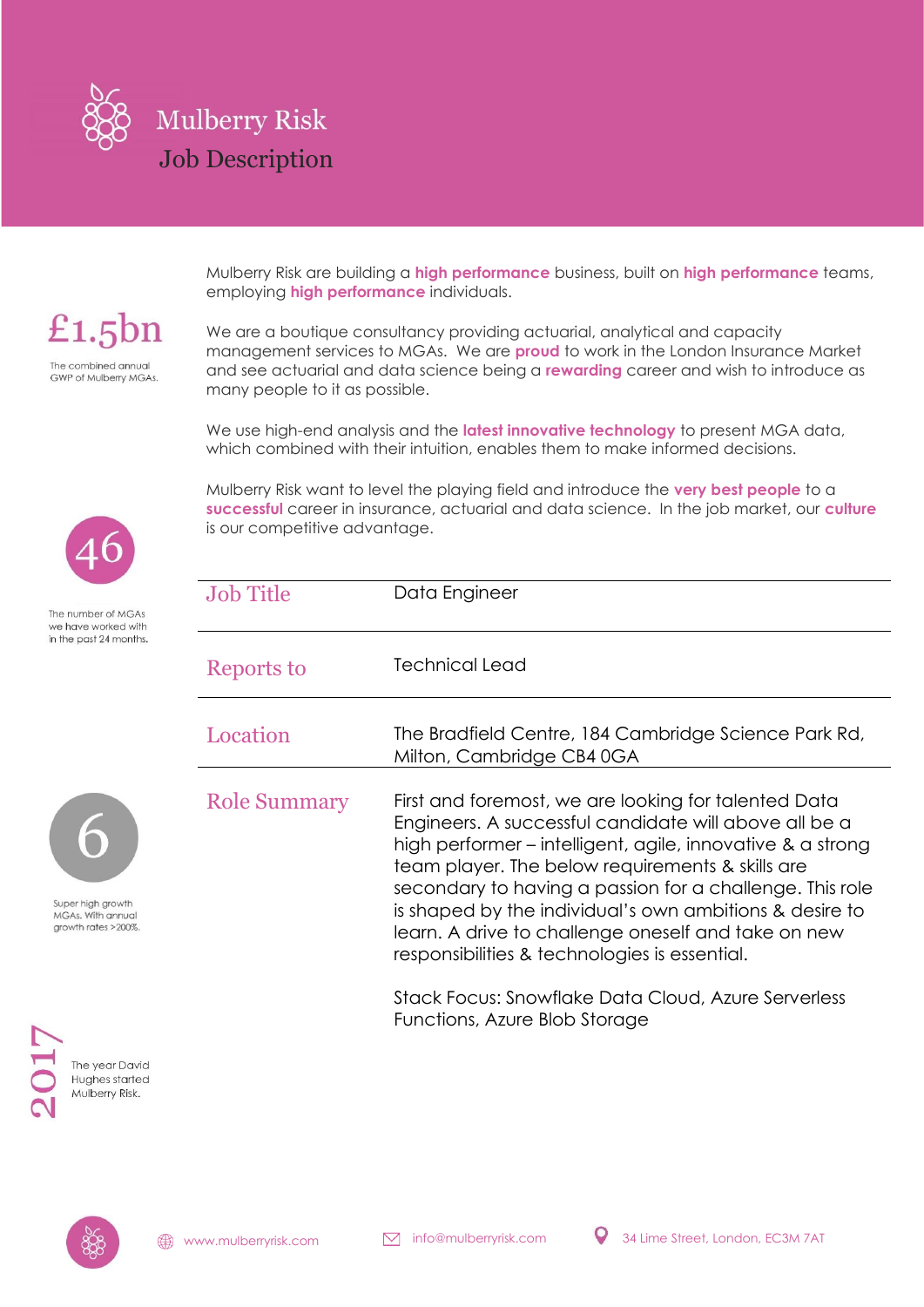# Mulberry Risk

## Job Description

Mulberry Risk are building a **high performance** business, built on **high performance** teams, employing **high performance** individuals.

We are a boutique consultancy providing actuarial, analytical and capacity management services to MGAs. We are **proud** to work in the London Insurance Market and see actuarial and data science being a **rewarding** career and wish to introduce as many people to it as possible.

We use high-end analysis and the **latest innovative technology** to present MGA data, which combined with their intuition, enables them to make informed decisions.

Mulberry Risk want to level the playing field and introduce the **very best people** to a **successful** career in insurance, actuarial and data science. In the job market, our **culture** is our competitive advantage.

**£1.5bn** The combined annual GWP of Mulberry MGAs.

**46** The number of MGAs we have worked with in the past 24 months.

**6** Super high growth MGAs. With annual growth rates >200%.

**2017** The year David Hughes started Mulberry Risk.

| | |
|---|---|
| **Job Title** | Data Engineer |
| **Reports to** | Technical Lead |
| **Location** | The Bradfield Centre, 184 Cambridge Science Park Rd, Milton, Cambridge CB4 0GA |
| **Role Summary** | First and foremost, we are looking for talented Data Engineers. A successful candidate will above all be a high performer – intelligent, agile, innovative & a strong team player. The below requirements & skills are secondary to having a passion for a challenge. This role is shaped by the individual's own ambitions & desire to learn. A drive to challenge oneself and take on new responsibilities & technologies is essential.<br><br>Stack Focus: Snowflake Data Cloud, Azure Serverless Functions, Azure Blob Storage |

www.mulberryrisk.com | info@mulberryrisk.com | 34 Lime Street, London, EC3M 7AT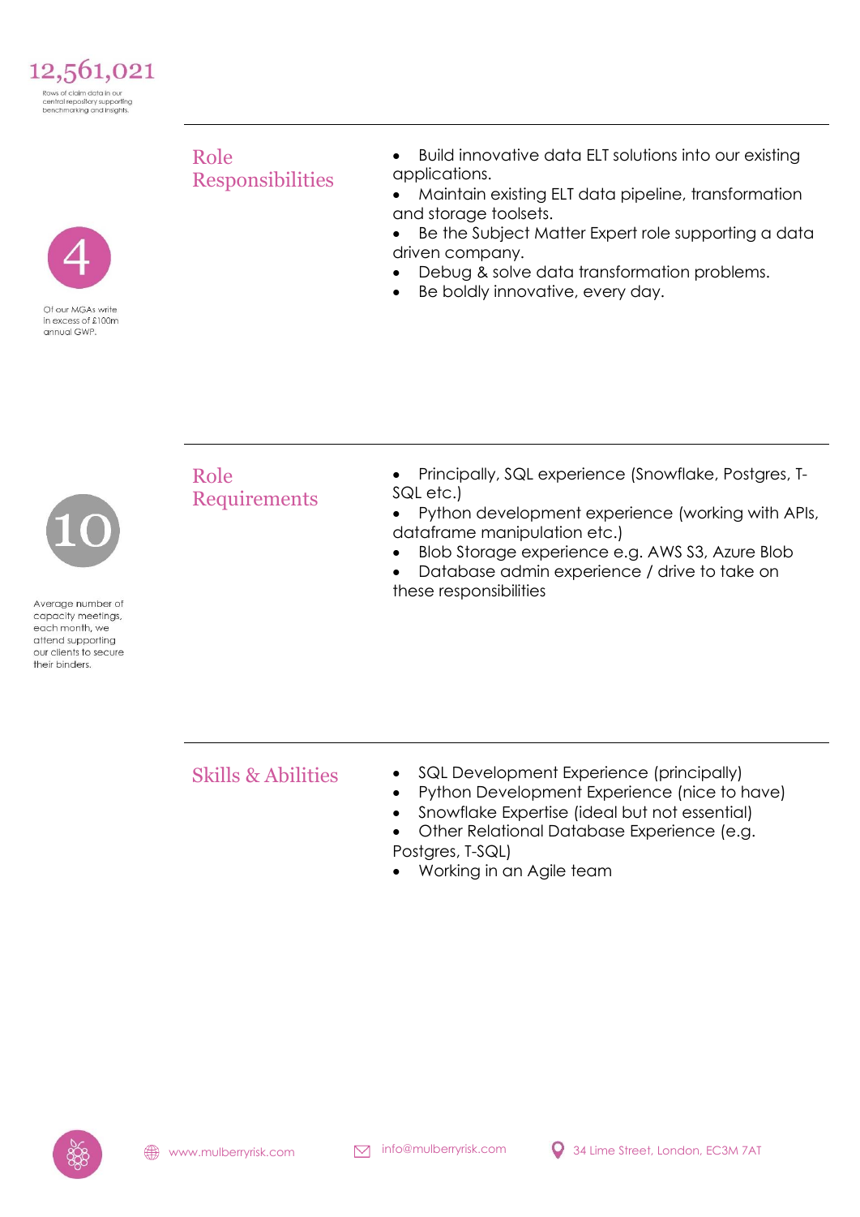12,561,021

Rows of claim data in our central repository supporting benchmarking and insights.

## Role Responsibilities

- Build innovative data ELT solutions into our existing applications.
- Maintain existing ELT data pipeline, transformation and storage toolsets.
- Be the Subject Matter Expert role supporting a data driven company.
- Debug & solve data transformation problems.
- Be boldly innovative, every day.

4

Of our MGAs write in excess of £100m annual GWP.

## Role Requirements

- Principally, SQL experience (Snowflake, Postgres, T-SQL etc.)
- Python development experience (working with APIs, dataframe manipulation etc.)
- Blob Storage experience e.g. AWS S3, Azure Blob
- Database admin experience / drive to take on these responsibilities

10

Average number of capacity meetings, each month, we attend supporting our clients to secure their binders.

## Skills & Abilities

- SQL Development Experience (principally)
- Python Development Experience (nice to have)
- Snowflake Expertise (ideal but not essential)
- Other Relational Database Experience (e.g. Postgres, T-SQL)
- Working in an Agile team

www.mulberryrisk.com    info@mulberryrisk.com    34 Lime Street, London, EC3M 7AT